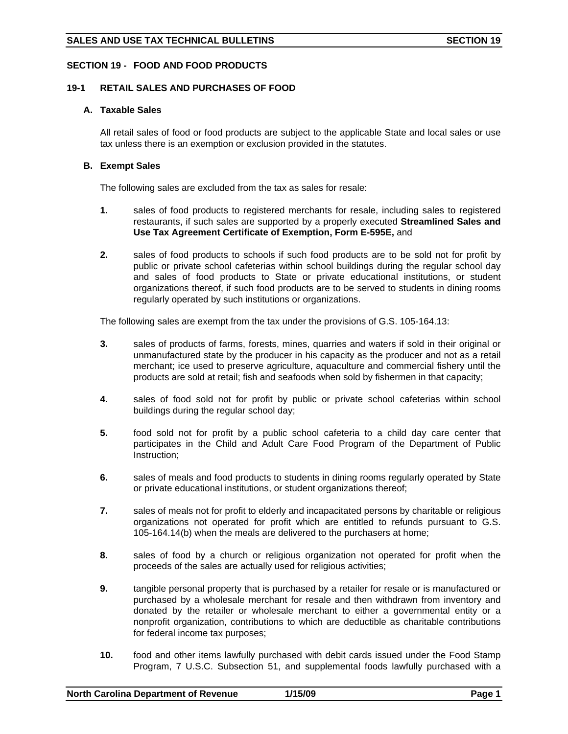## SECTION 19 - FOOD AND FOOD PRODUCTS

### 19-1 RETAIL SALES AND PURCHASES OF FOOD

#### A. Taxable Sales

All retail sales of food or food products are subject to the applicable State and local sales or use tax unless there is an exemption or exclusion provided in the statutes.

#### B. Exempt Sales

The following sales are excluded from the tax as sales for resale:

**1.** sales of food products to registered merchants for resale, including sales to registered restaurants, if such sales are supported by a properly executed **Streamlined Sales and Use Tax Agreement Certificate of Exemption, Form E-595E,** and

**2.** sales of food products to schools if such food products are to be sold not for profit by public or private school cafeterias within school buildings during the regular school day and sales of food products to State or private educational institutions, or student organizations thereof, if such food products are to be served to students in dining rooms regularly operated by such institutions or organizations.

The following sales are exempt from the tax under the provisions of G.S. 105-164.13:

**3.** sales of products of farms, forests, mines, quarries and waters if sold in their original or unmanufactured state by the producer in his capacity as the producer and not as a retail merchant; ice used to preserve agriculture, aquaculture and commercial fishery until the products are sold at retail; fish and seafoods when sold by fishermen in that capacity;

**4.** sales of food sold not for profit by public or private school cafeterias within school buildings during the regular school day;

**5.** food sold not for profit by a public school cafeteria to a child day care center that participates in the Child and Adult Care Food Program of the Department of Public Instruction;

**6.** sales of meals and food products to students in dining rooms regularly operated by State or private educational institutions, or student organizations thereof;

**7.** sales of meals not for profit to elderly and incapacitated persons by charitable or religious organizations not operated for profit which are entitled to refunds pursuant to G.S. 105-164.14(b) when the meals are delivered to the purchasers at home;

**8.** sales of food by a church or religious organization not operated for profit when the proceeds of the sales are actually used for religious activities;

**9.** tangible personal property that is purchased by a retailer for resale or is manufactured or purchased by a wholesale merchant for resale and then withdrawn from inventory and donated by the retailer or wholesale merchant to either a governmental entity or a nonprofit organization, contributions to which are deductible as charitable contributions for federal income tax purposes;

**10.** food and other items lawfully purchased with debit cards issued under the Food Stamp Program, 7 U.S.C. Subsection 51, and supplemental foods lawfully purchased with a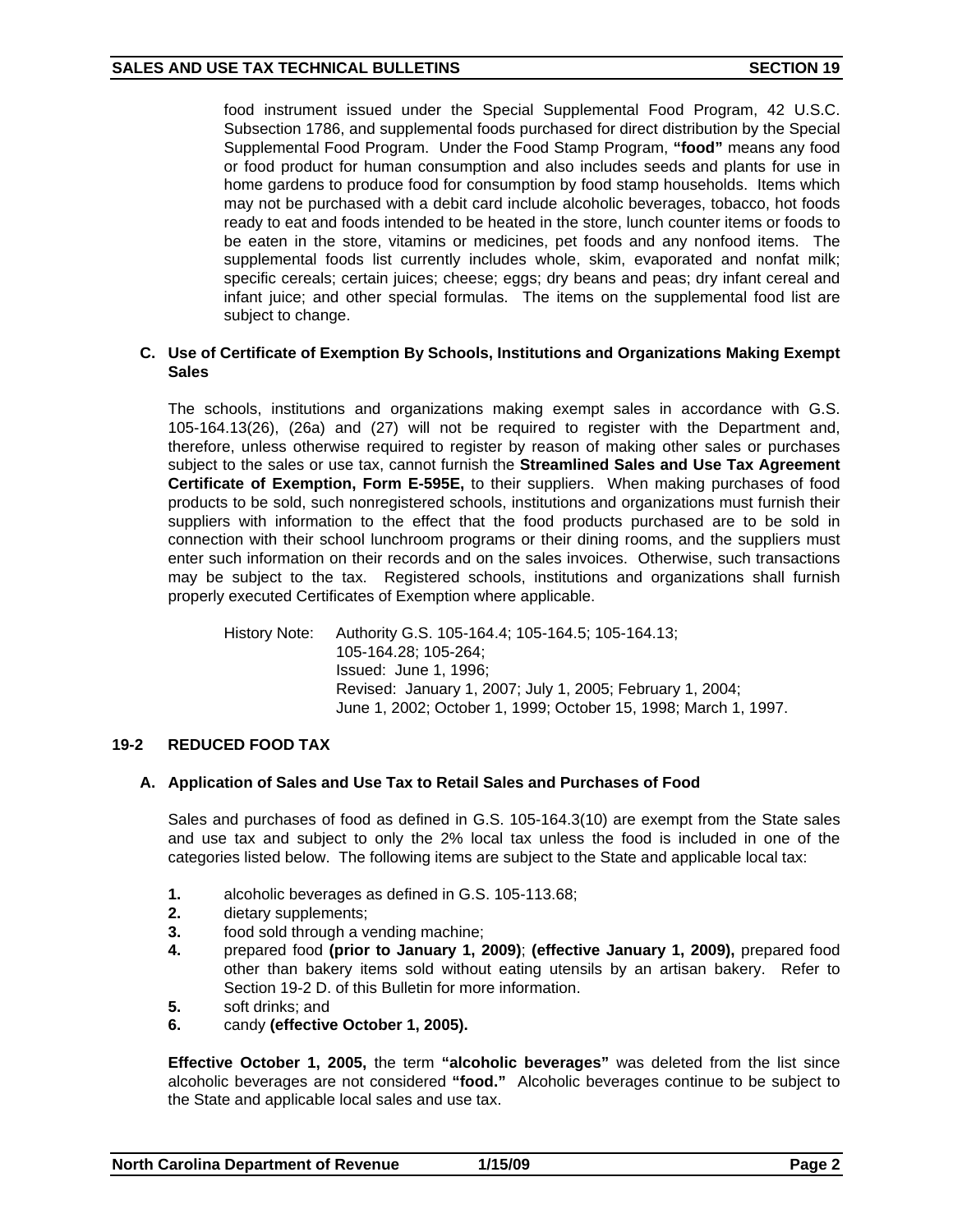food instrument issued under the Special Supplemental Food Program, 42 U.S.C. Subsection 1786, and supplemental foods purchased for direct distribution by the Special Supplemental Food Program. Under the Food Stamp Program, **"food"** means any food or food product for human consumption and also includes seeds and plants for use in home gardens to produce food for consumption by food stamp households. Items which may not be purchased with a debit card include alcoholic beverages, tobacco, hot foods ready to eat and foods intended to be heated in the store, lunch counter items or foods to be eaten in the store, vitamins or medicines, pet foods and any nonfood items. The supplemental foods list currently includes whole, skim, evaporated and nonfat milk; specific cereals; certain juices; cheese; eggs; dry beans and peas; dry infant cereal and infant juice; and other special formulas. The items on the supplemental food list are subject to change.

### C. Use of Certificate of Exemption By Schools, Institutions and Organizations Making Exempt Sales

The schools, institutions and organizations making exempt sales in accordance with G.S. 105-164.13(26), (26a) and (27) will not be required to register with the Department and, therefore, unless otherwise required to register by reason of making other sales or purchases subject to the sales or use tax, cannot furnish the **Streamlined Sales and Use Tax Agreement Certificate of Exemption, Form E-595E,** to their suppliers. When making purchases of food products to be sold, such nonregistered schools, institutions and organizations must furnish their suppliers with information to the effect that the food products purchased are to be sold in connection with their school lunchroom programs or their dining rooms, and the suppliers must enter such information on their records and on the sales invoices. Otherwise, such transactions may be subject to the tax. Registered schools, institutions and organizations shall furnish properly executed Certificates of Exemption where applicable.

History Note: Authority G.S. 105-164.4; 105-164.5; 105-164.13; 105-164.28; 105-264;
Issued: June 1, 1996;
Revised: January 1, 2007; July 1, 2005; February 1, 2004; June 1, 2002; October 1, 1999; October 15, 1998; March 1, 1997.

## 19-2 REDUCED FOOD TAX

### A. Application of Sales and Use Tax to Retail Sales and Purchases of Food

Sales and purchases of food as defined in G.S. 105-164.3(10) are exempt from the State sales and use tax and subject to only the 2% local tax unless the food is included in one of the categories listed below. The following items are subject to the State and applicable local tax:

1. alcoholic beverages as defined in G.S. 105-113.68;
2. dietary supplements;
3. food sold through a vending machine;
4. prepared food **(prior to January 1, 2009)**; **(effective January 1, 2009),** prepared food other than bakery items sold without eating utensils by an artisan bakery. Refer to Section 19-2 D. of this Bulletin for more information.
5. soft drinks; and
6. candy **(effective October 1, 2005).**

**Effective October 1, 2005,** the term **"alcoholic beverages"** was deleted from the list since alcoholic beverages are not considered **"food."** Alcoholic beverages continue to be subject to the State and applicable local sales and use tax.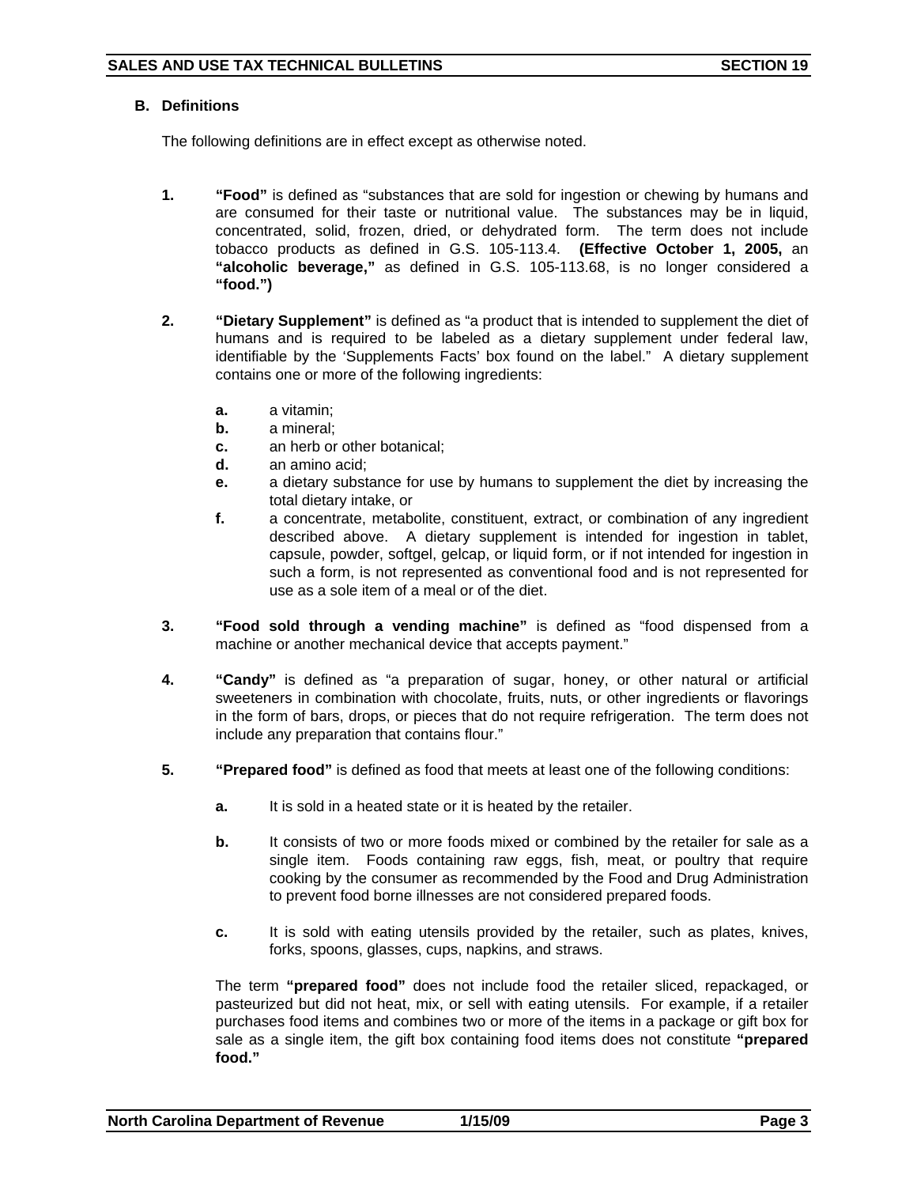## B. Definitions

The following definitions are in effect except as otherwise noted.

1. **"Food"** is defined as "substances that are sold for ingestion or chewing by humans and are consumed for their taste or nutritional value. The substances may be in liquid, concentrated, solid, frozen, dried, or dehydrated form. The term does not include tobacco products as defined in G.S. 105-113.4. **(Effective October 1, 2005,** an **"alcoholic beverage,"** as defined in G.S. 105-113.68, is no longer considered a **"food.")**

2. **"Dietary Supplement"** is defined as "a product that is intended to supplement the diet of humans and is required to be labeled as a dietary supplement under federal law, identifiable by the 'Supplements Facts' box found on the label." A dietary supplement contains one or more of the following ingredients:

   **a.** a vitamin;
   **b.** a mineral;
   **c.** an herb or other botanical;
   **d.** an amino acid;
   **e.** a dietary substance for use by humans to supplement the diet by increasing the total dietary intake, or
   **f.** a concentrate, metabolite, constituent, extract, or combination of any ingredient described above. A dietary supplement is intended for ingestion in tablet, capsule, powder, softgel, gelcap, or liquid form, or if not intended for ingestion in such a form, is not represented as conventional food and is not represented for use as a sole item of a meal or of the diet.

3. **"Food sold through a vending machine"** is defined as "food dispensed from a machine or another mechanical device that accepts payment."

4. **"Candy"** is defined as "a preparation of sugar, honey, or other natural or artificial sweeteners in combination with chocolate, fruits, nuts, or other ingredients or flavorings in the form of bars, drops, or pieces that do not require refrigeration. The term does not include any preparation that contains flour."

5. **"Prepared food"** is defined as food that meets at least one of the following conditions:

   **a.** It is sold in a heated state or it is heated by the retailer.

   **b.** It consists of two or more foods mixed or combined by the retailer for sale as a single item. Foods containing raw eggs, fish, meat, or poultry that require cooking by the consumer as recommended by the Food and Drug Administration to prevent food borne illnesses are not considered prepared foods.

   **c.** It is sold with eating utensils provided by the retailer, such as plates, knives, forks, spoons, glasses, cups, napkins, and straws.

   The term **"prepared food"** does not include food the retailer sliced, repackaged, or pasteurized but did not heat, mix, or sell with eating utensils. For example, if a retailer purchases food items and combines two or more of the items in a package or gift box for sale as a single item, the gift box containing food items does not constitute **"prepared food."**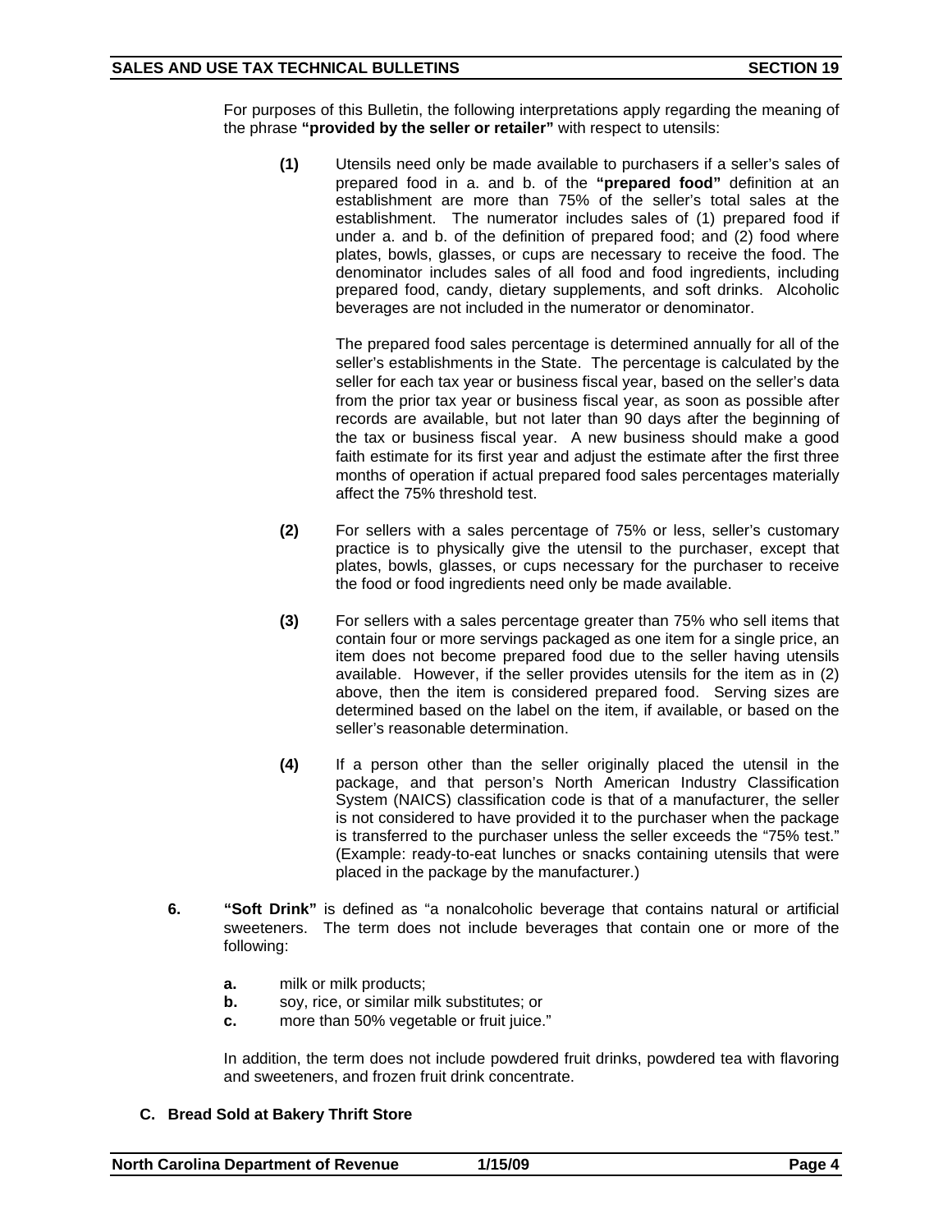For purposes of this Bulletin, the following interpretations apply regarding the meaning of the phrase **"provided by the seller or retailer"** with respect to utensils:

**(1)** Utensils need only be made available to purchasers if a seller's sales of prepared food in a. and b. of the **"prepared food"** definition at an establishment are more than 75% of the seller's total sales at the establishment. The numerator includes sales of (1) prepared food if under a. and b. of the definition of prepared food; and (2) food where plates, bowls, glasses, or cups are necessary to receive the food. The denominator includes sales of all food and food ingredients, including prepared food, candy, dietary supplements, and soft drinks. Alcoholic beverages are not included in the numerator or denominator.

The prepared food sales percentage is determined annually for all of the seller's establishments in the State. The percentage is calculated by the seller for each tax year or business fiscal year, based on the seller's data from the prior tax year or business fiscal year, as soon as possible after records are available, but not later than 90 days after the beginning of the tax or business fiscal year. A new business should make a good faith estimate for its first year and adjust the estimate after the first three months of operation if actual prepared food sales percentages materially affect the 75% threshold test.

**(2)** For sellers with a sales percentage of 75% or less, seller's customary practice is to physically give the utensil to the purchaser, except that plates, bowls, glasses, or cups necessary for the purchaser to receive the food or food ingredients need only be made available.

**(3)** For sellers with a sales percentage greater than 75% who sell items that contain four or more servings packaged as one item for a single price, an item does not become prepared food due to the seller having utensils available. However, if the seller provides utensils for the item as in (2) above, then the item is considered prepared food. Serving sizes are determined based on the label on the item, if available, or based on the seller's reasonable determination.

**(4)** If a person other than the seller originally placed the utensil in the package, and that person's North American Industry Classification System (NAICS) classification code is that of a manufacturer, the seller is not considered to have provided it to the purchaser when the package is transferred to the purchaser unless the seller exceeds the "75% test." (Example: ready-to-eat lunches or snacks containing utensils that were placed in the package by the manufacturer.)

**6.** **"Soft Drink"** is defined as "a nonalcoholic beverage that contains natural or artificial sweeteners. The term does not include beverages that contain one or more of the following:

- **a.** milk or milk products;
- **b.** soy, rice, or similar milk substitutes; or
- **c.** more than 50% vegetable or fruit juice."

In addition, the term does not include powdered fruit drinks, powdered tea with flavoring and sweeteners, and frozen fruit drink concentrate.

### C. Bread Sold at Bakery Thrift Store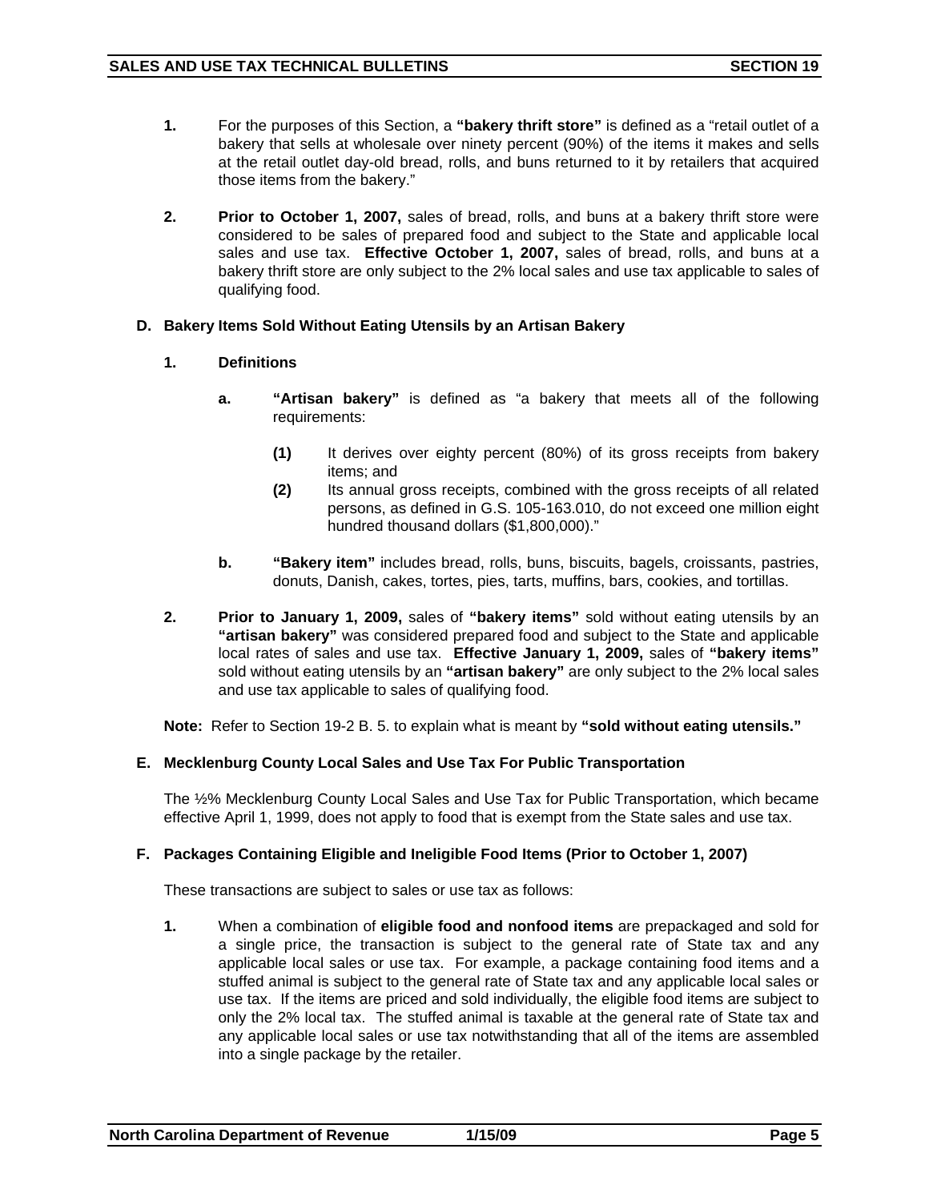**1.** For the purposes of this Section, a **"bakery thrift store"** is defined as a "retail outlet of a bakery that sells at wholesale over ninety percent (90%) of the items it makes and sells at the retail outlet day-old bread, rolls, and buns returned to it by retailers that acquired those items from the bakery."

**2.** **Prior to October 1, 2007,** sales of bread, rolls, and buns at a bakery thrift store were considered to be sales of prepared food and subject to the State and applicable local sales and use tax. **Effective October 1, 2007,** sales of bread, rolls, and buns at a bakery thrift store are only subject to the 2% local sales and use tax applicable to sales of qualifying food.

### D. Bakery Items Sold Without Eating Utensils by an Artisan Bakery

**1. Definitions**

**a.** **"Artisan bakery"** is defined as "a bakery that meets all of the following requirements:

**(1)** It derives over eighty percent (80%) of its gross receipts from bakery items; and

**(2)** Its annual gross receipts, combined with the gross receipts of all related persons, as defined in G.S. 105-163.010, do not exceed one million eight hundred thousand dollars ($1,800,000)."

**b.** **"Bakery item"** includes bread, rolls, buns, biscuits, bagels, croissants, pastries, donuts, Danish, cakes, tortes, pies, tarts, muffins, bars, cookies, and tortillas.

**2.** **Prior to January 1, 2009,** sales of **"bakery items"** sold without eating utensils by an **"artisan bakery"** was considered prepared food and subject to the State and applicable local rates of sales and use tax. **Effective January 1, 2009,** sales of **"bakery items"** sold without eating utensils by an **"artisan bakery"** are only subject to the 2% local sales and use tax applicable to sales of qualifying food.

**Note:** Refer to Section 19-2 B. 5. to explain what is meant by **"sold without eating utensils."**

### E. Mecklenburg County Local Sales and Use Tax For Public Transportation

The ½% Mecklenburg County Local Sales and Use Tax for Public Transportation, which became effective April 1, 1999, does not apply to food that is exempt from the State sales and use tax.

### F. Packages Containing Eligible and Ineligible Food Items (Prior to October 1, 2007)

These transactions are subject to sales or use tax as follows:

**1.** When a combination of **eligible food and nonfood items** are prepackaged and sold for a single price, the transaction is subject to the general rate of State tax and any applicable local sales or use tax. For example, a package containing food items and a stuffed animal is subject to the general rate of State tax and any applicable local sales or use tax. If the items are priced and sold individually, the eligible food items are subject to only the 2% local tax. The stuffed animal is taxable at the general rate of State tax and any applicable local sales or use tax notwithstanding that all of the items are assembled into a single package by the retailer.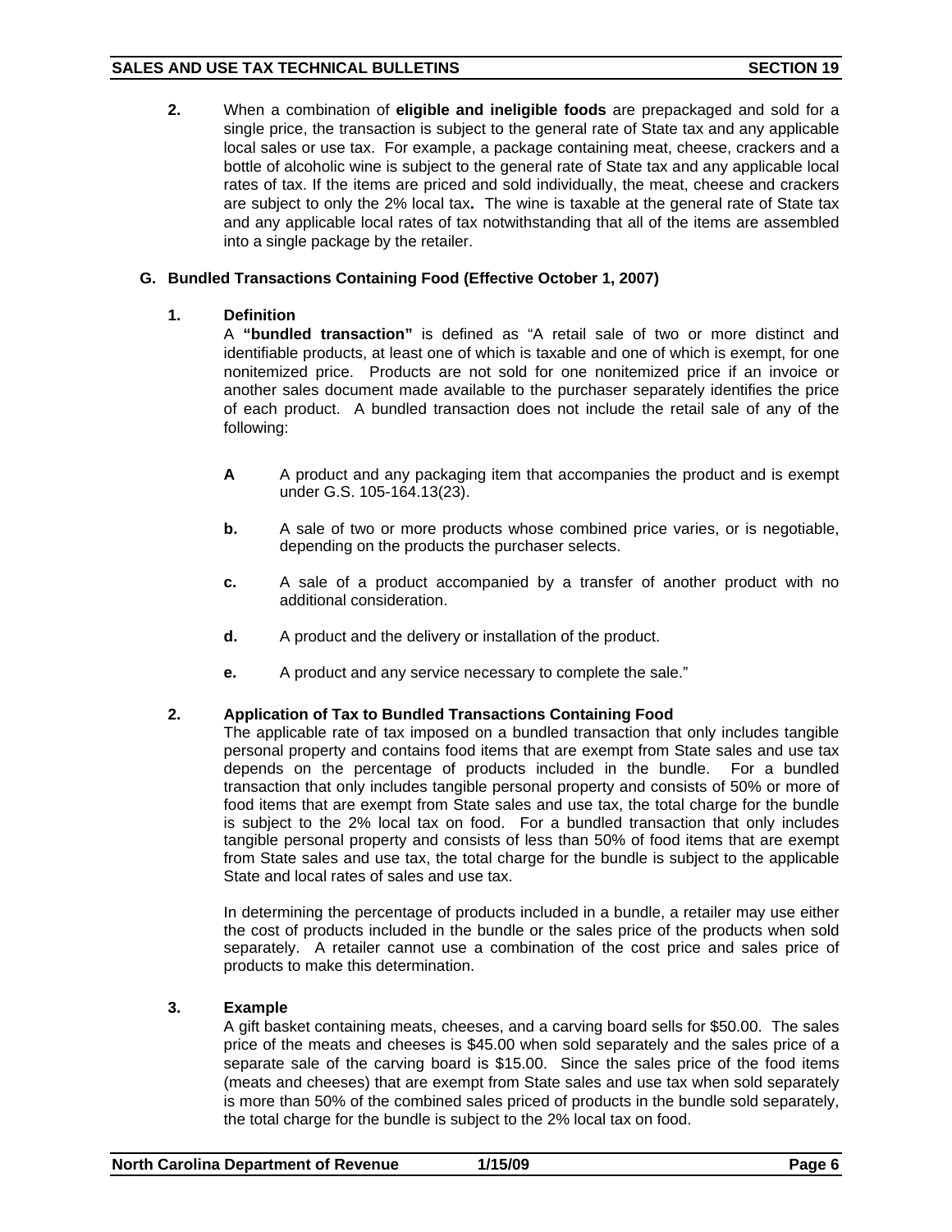**2.** When a combination of **eligible and ineligible foods** are prepackaged and sold for a single price, the transaction is subject to the general rate of State tax and any applicable local sales or use tax. For example, a package containing meat, cheese, crackers and a bottle of alcoholic wine is subject to the general rate of State tax and any applicable local rates of tax. If the items are priced and sold individually, the meat, cheese and crackers are subject to only the 2% local tax**.** The wine is taxable at the general rate of State tax and any applicable local rates of tax notwithstanding that all of the items are assembled into a single package by the retailer.

## G. Bundled Transactions Containing Food (Effective October 1, 2007)

### 1. Definition

A **"bundled transaction"** is defined as "A retail sale of two or more distinct and identifiable products, at least one of which is taxable and one of which is exempt, for one nonitemized price. Products are not sold for one nonitemized price if an invoice or another sales document made available to the purchaser separately identifies the price of each product. A bundled transaction does not include the retail sale of any of the following:

**A** A product and any packaging item that accompanies the product and is exempt under G.S. 105-164.13(23).

**b.** A sale of two or more products whose combined price varies, or is negotiable, depending on the products the purchaser selects.

**c.** A sale of a product accompanied by a transfer of another product with no additional consideration.

**d.** A product and the delivery or installation of the product.

**e.** A product and any service necessary to complete the sale."

### 2. Application of Tax to Bundled Transactions Containing Food

The applicable rate of tax imposed on a bundled transaction that only includes tangible personal property and contains food items that are exempt from State sales and use tax depends on the percentage of products included in the bundle. For a bundled transaction that only includes tangible personal property and consists of 50% or more of food items that are exempt from State sales and use tax, the total charge for the bundle is subject to the 2% local tax on food. For a bundled transaction that only includes tangible personal property and consists of less than 50% of food items that are exempt from State sales and use tax, the total charge for the bundle is subject to the applicable State and local rates of sales and use tax.

In determining the percentage of products included in a bundle, a retailer may use either the cost of products included in the bundle or the sales price of the products when sold separately. A retailer cannot use a combination of the cost price and sales price of products to make this determination.

### 3. Example

A gift basket containing meats, cheeses, and a carving board sells for $50.00. The sales price of the meats and cheeses is $45.00 when sold separately and the sales price of a separate sale of the carving board is $15.00. Since the sales price of the food items (meats and cheeses) that are exempt from State sales and use tax when sold separately is more than 50% of the combined sales priced of products in the bundle sold separately, the total charge for the bundle is subject to the 2% local tax on food.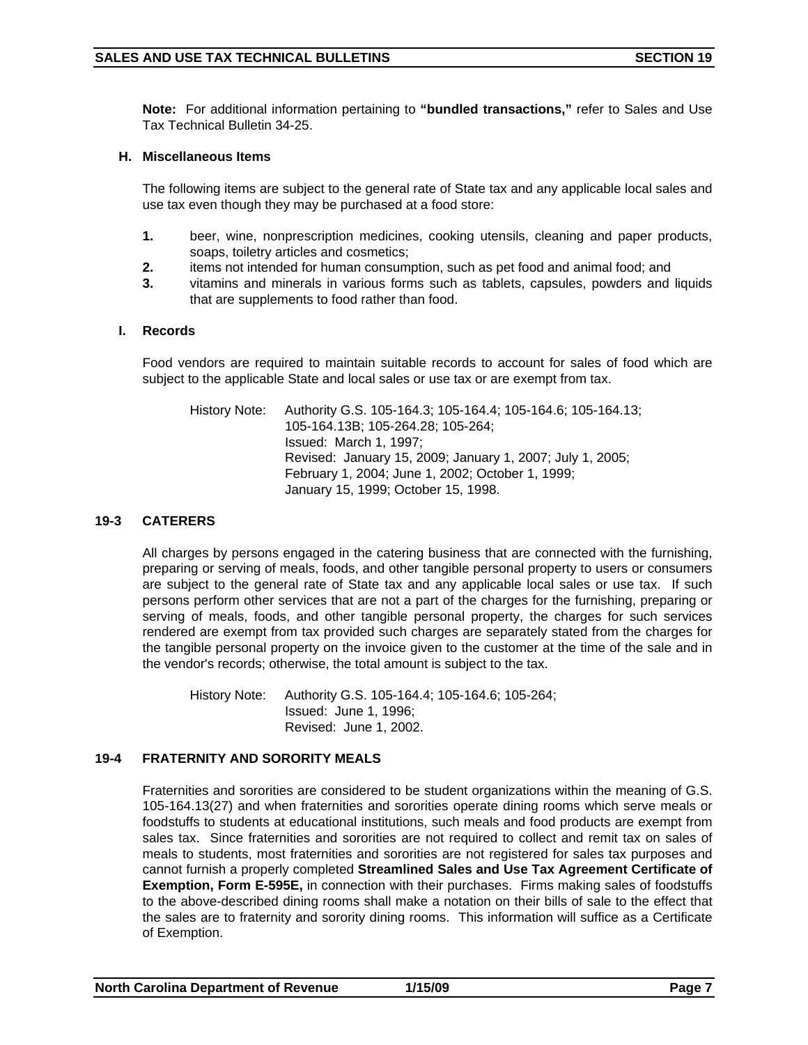**Note:** For additional information pertaining to **"bundled transactions,"** refer to Sales and Use Tax Technical Bulletin 34-25.

### H. Miscellaneous Items

The following items are subject to the general rate of State tax and any applicable local sales and use tax even though they may be purchased at a food store:

1. beer, wine, nonprescription medicines, cooking utensils, cleaning and paper products, soaps, toiletry articles and cosmetics;
2. items not intended for human consumption, such as pet food and animal food; and
3. vitamins and minerals in various forms such as tablets, capsules, powders and liquids that are supplements to food rather than food.

### I. Records

Food vendors are required to maintain suitable records to account for sales of food which are subject to the applicable State and local sales or use tax or are exempt from tax.

History Note: Authority G.S. 105-164.3; 105-164.4; 105-164.6; 105-164.13; 105-164.13B; 105-264.28; 105-264;
Issued: March 1, 1997;
Revised: January 15, 2009; January 1, 2007; July 1, 2005; February 1, 2004; June 1, 2002; October 1, 1999; January 15, 1999; October 15, 1998.

## 19-3 CATERERS

All charges by persons engaged in the catering business that are connected with the furnishing, preparing or serving of meals, foods, and other tangible personal property to users or consumers are subject to the general rate of State tax and any applicable local sales or use tax. If such persons perform other services that are not a part of the charges for the furnishing, preparing or serving of meals, foods, and other tangible personal property, the charges for such services rendered are exempt from tax provided such charges are separately stated from the charges for the tangible personal property on the invoice given to the customer at the time of the sale and in the vendor's records; otherwise, the total amount is subject to the tax.

History Note: Authority G.S. 105-164.4; 105-164.6; 105-264;
Issued: June 1, 1996;
Revised: June 1, 2002.

## 19-4 FRATERNITY AND SORORITY MEALS

Fraternities and sororities are considered to be student organizations within the meaning of G.S. 105-164.13(27) and when fraternities and sororities operate dining rooms which serve meals or foodstuffs to students at educational institutions, such meals and food products are exempt from sales tax. Since fraternities and sororities are not required to collect and remit tax on sales of meals to students, most fraternities and sororities are not registered for sales tax purposes and cannot furnish a properly completed **Streamlined Sales and Use Tax Agreement Certificate of Exemption, Form E-595E,** in connection with their purchases. Firms making sales of foodstuffs to the above-described dining rooms shall make a notation on their bills of sale to the effect that the sales are to fraternity and sorority dining rooms. This information will suffice as a Certificate of Exemption.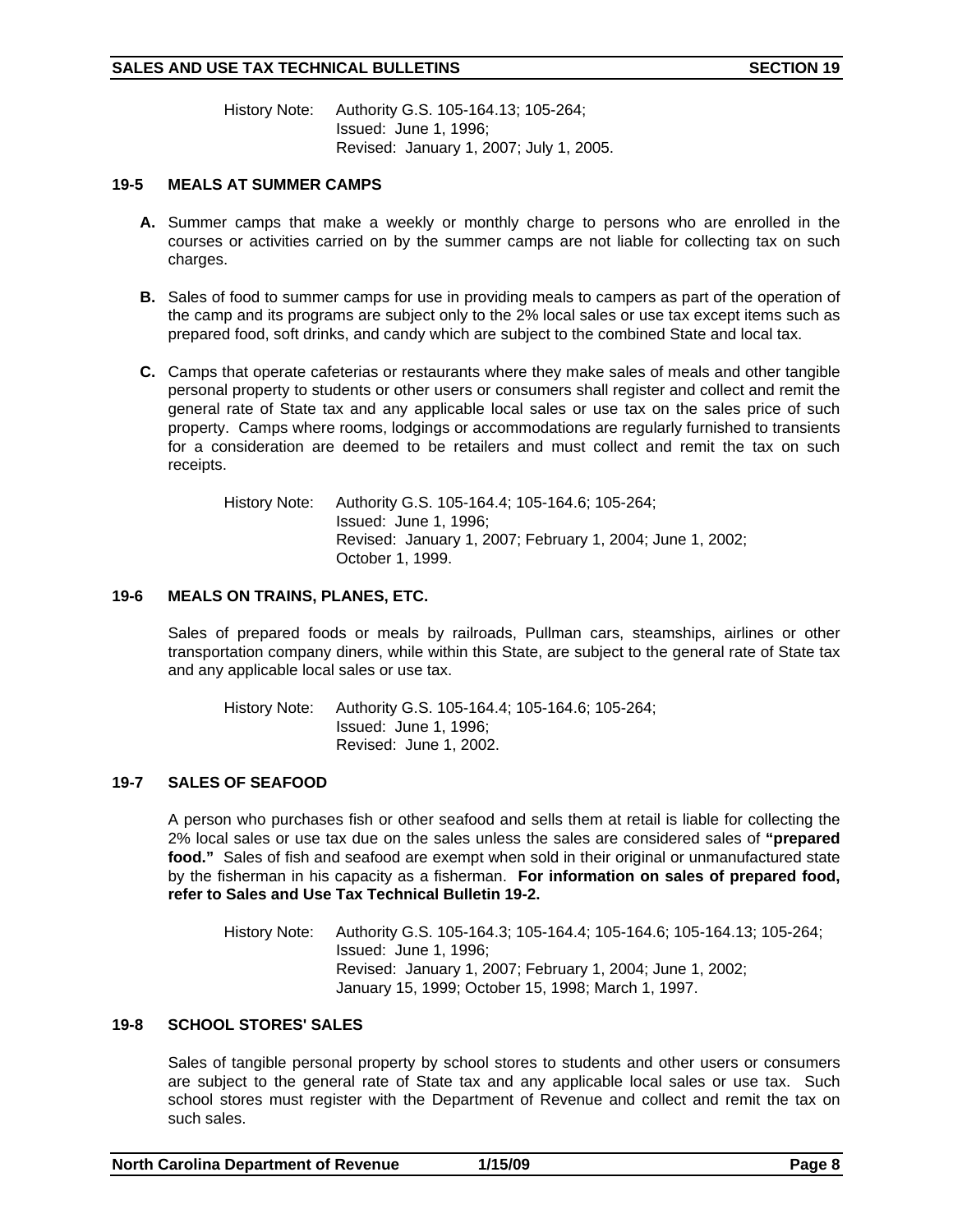History Note: Authority G.S. 105-164.13; 105-264;
Issued: June 1, 1996;
Revised: January 1, 2007; July 1, 2005.

## 19-5 MEALS AT SUMMER CAMPS

**A.** Summer camps that make a weekly or monthly charge to persons who are enrolled in the courses or activities carried on by the summer camps are not liable for collecting tax on such charges.

**B.** Sales of food to summer camps for use in providing meals to campers as part of the operation of the camp and its programs are subject only to the 2% local sales or use tax except items such as prepared food, soft drinks, and candy which are subject to the combined State and local tax.

**C.** Camps that operate cafeterias or restaurants where they make sales of meals and other tangible personal property to students or other users or consumers shall register and collect and remit the general rate of State tax and any applicable local sales or use tax on the sales price of such property. Camps where rooms, lodgings or accommodations are regularly furnished to transients for a consideration are deemed to be retailers and must collect and remit the tax on such receipts.

History Note: Authority G.S. 105-164.4; 105-164.6; 105-264;
Issued: June 1, 1996;
Revised: January 1, 2007; February 1, 2004; June 1, 2002;
October 1, 1999.

## 19-6 MEALS ON TRAINS, PLANES, ETC.

Sales of prepared foods or meals by railroads, Pullman cars, steamships, airlines or other transportation company diners, while within this State, are subject to the general rate of State tax and any applicable local sales or use tax.

History Note: Authority G.S. 105-164.4; 105-164.6; 105-264;
Issued: June 1, 1996;
Revised: June 1, 2002.

## 19-7 SALES OF SEAFOOD

A person who purchases fish or other seafood and sells them at retail is liable for collecting the 2% local sales or use tax due on the sales unless the sales are considered sales of **"prepared food."** Sales of fish and seafood are exempt when sold in their original or unmanufactured state by the fisherman in his capacity as a fisherman. **For information on sales of prepared food, refer to Sales and Use Tax Technical Bulletin 19-2.**

History Note: Authority G.S. 105-164.3; 105-164.4; 105-164.6; 105-164.13; 105-264;
Issued: June 1, 1996;
Revised: January 1, 2007; February 1, 2004; June 1, 2002;
January 15, 1999; October 15, 1998; March 1, 1997.

## 19-8 SCHOOL STORES' SALES

Sales of tangible personal property by school stores to students and other users or consumers are subject to the general rate of State tax and any applicable local sales or use tax. Such school stores must register with the Department of Revenue and collect and remit the tax on such sales.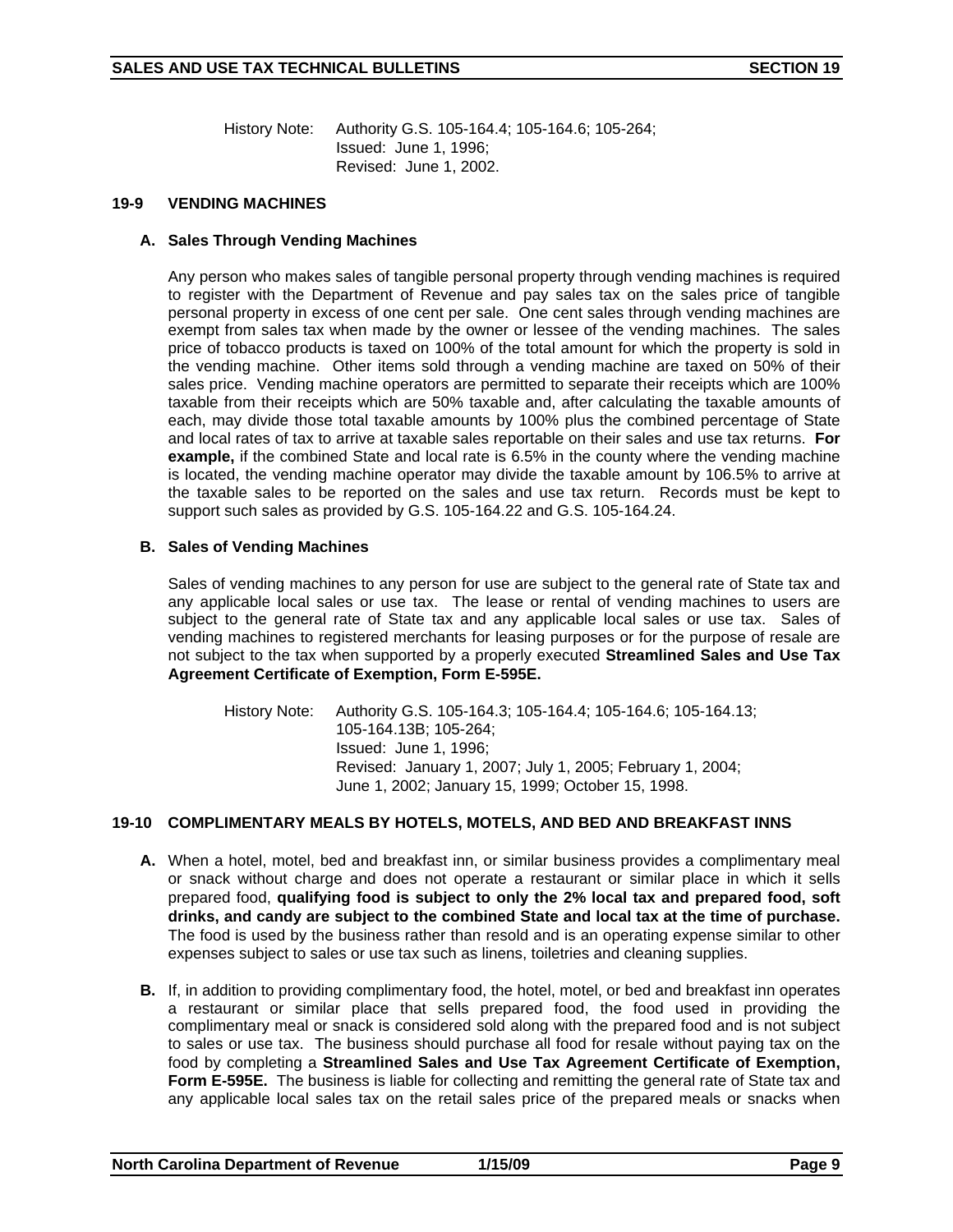History Note: Authority G.S. 105-164.4; 105-164.6; 105-264;
Issued: June 1, 1996;
Revised: June 1, 2002.

## 19-9 VENDING MACHINES

### A. Sales Through Vending Machines

Any person who makes sales of tangible personal property through vending machines is required to register with the Department of Revenue and pay sales tax on the sales price of tangible personal property in excess of one cent per sale. One cent sales through vending machines are exempt from sales tax when made by the owner or lessee of the vending machines. The sales price of tobacco products is taxed on 100% of the total amount for which the property is sold in the vending machine. Other items sold through a vending machine are taxed on 50% of their sales price. Vending machine operators are permitted to separate their receipts which are 100% taxable from their receipts which are 50% taxable and, after calculating the taxable amounts of each, may divide those total taxable amounts by 100% plus the combined percentage of State and local rates of tax to arrive at taxable sales reportable on their sales and use tax returns. **For example,** if the combined State and local rate is 6.5% in the county where the vending machine is located, the vending machine operator may divide the taxable amount by 106.5% to arrive at the taxable sales to be reported on the sales and use tax return. Records must be kept to support such sales as provided by G.S. 105-164.22 and G.S. 105-164.24.

### B. Sales of Vending Machines

Sales of vending machines to any person for use are subject to the general rate of State tax and any applicable local sales or use tax. The lease or rental of vending machines to users are subject to the general rate of State tax and any applicable local sales or use tax. Sales of vending machines to registered merchants for leasing purposes or for the purpose of resale are not subject to the tax when supported by a properly executed **Streamlined Sales and Use Tax Agreement Certificate of Exemption, Form E-595E.**

History Note: Authority G.S. 105-164.3; 105-164.4; 105-164.6; 105-164.13;
105-164.13B; 105-264;
Issued: June 1, 1996;
Revised: January 1, 2007; July 1, 2005; February 1, 2004;
June 1, 2002; January 15, 1999; October 15, 1998.

## 19-10 COMPLIMENTARY MEALS BY HOTELS, MOTELS, AND BED AND BREAKFAST INNS

**A.** When a hotel, motel, bed and breakfast inn, or similar business provides a complimentary meal or snack without charge and does not operate a restaurant or similar place in which it sells prepared food, **qualifying food is subject to only the 2% local tax and prepared food, soft drinks, and candy are subject to the combined State and local tax at the time of purchase.** The food is used by the business rather than resold and is an operating expense similar to other expenses subject to sales or use tax such as linens, toiletries and cleaning supplies.

**B.** If, in addition to providing complimentary food, the hotel, motel, or bed and breakfast inn operates a restaurant or similar place that sells prepared food, the food used in providing the complimentary meal or snack is considered sold along with the prepared food and is not subject to sales or use tax. The business should purchase all food for resale without paying tax on the food by completing a **Streamlined Sales and Use Tax Agreement Certificate of Exemption, Form E-595E.** The business is liable for collecting and remitting the general rate of State tax and any applicable local sales tax on the retail sales price of the prepared meals or snacks when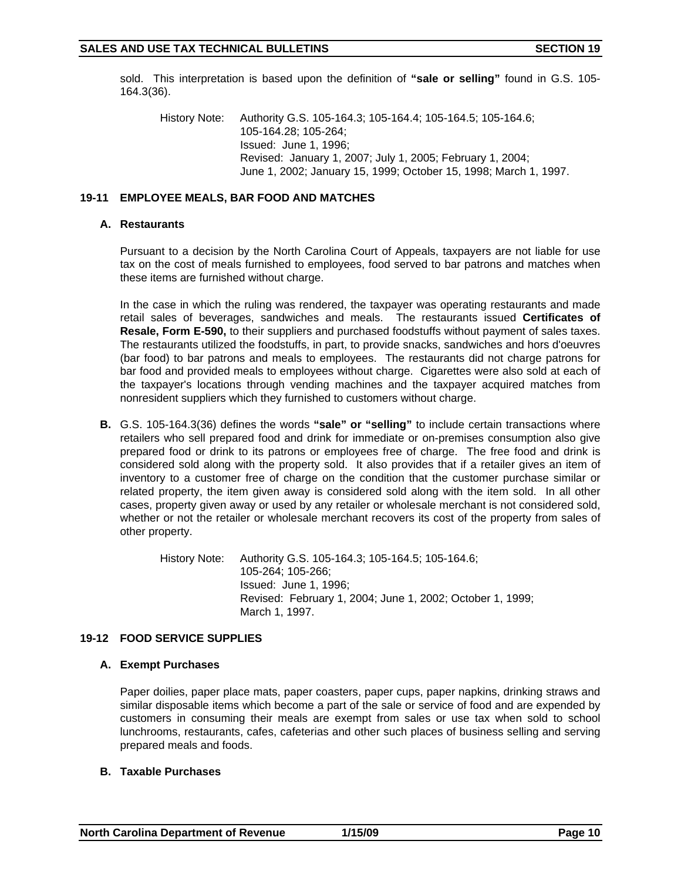sold. This interpretation is based upon the definition of **"sale or selling"** found in G.S. 105-164.3(36).

> History Note: Authority G.S. 105-164.3; 105-164.4; 105-164.5; 105-164.6; 105-164.28; 105-264;
> Issued: June 1, 1996;
> Revised: January 1, 2007; July 1, 2005; February 1, 2004; June 1, 2002; January 15, 1999; October 15, 1998; March 1, 1997.

## 19-11 EMPLOYEE MEALS, BAR FOOD AND MATCHES

### A. Restaurants

Pursuant to a decision by the North Carolina Court of Appeals, taxpayers are not liable for use tax on the cost of meals furnished to employees, food served to bar patrons and matches when these items are furnished without charge.

In the case in which the ruling was rendered, the taxpayer was operating restaurants and made retail sales of beverages, sandwiches and meals. The restaurants issued **Certificates of Resale, Form E-590,** to their suppliers and purchased foodstuffs without payment of sales taxes. The restaurants utilized the foodstuffs, in part, to provide snacks, sandwiches and hors d'oeuvres (bar food) to bar patrons and meals to employees. The restaurants did not charge patrons for bar food and provided meals to employees without charge. Cigarettes were also sold at each of the taxpayer's locations through vending machines and the taxpayer acquired matches from nonresident suppliers which they furnished to customers without charge.

**B.** G.S. 105-164.3(36) defines the words **"sale" or "selling"** to include certain transactions where retailers who sell prepared food and drink for immediate or on-premises consumption also give prepared food or drink to its patrons or employees free of charge. The free food and drink is considered sold along with the property sold. It also provides that if a retailer gives an item of inventory to a customer free of charge on the condition that the customer purchase similar or related property, the item given away is considered sold along with the item sold. In all other cases, property given away or used by any retailer or wholesale merchant is not considered sold, whether or not the retailer or wholesale merchant recovers its cost of the property from sales of other property.

> History Note: Authority G.S. 105-164.3; 105-164.5; 105-164.6; 105-264; 105-266;
> Issued: June 1, 1996;
> Revised: February 1, 2004; June 1, 2002; October 1, 1999; March 1, 1997.

## 19-12 FOOD SERVICE SUPPLIES

### A. Exempt Purchases

Paper doilies, paper place mats, paper coasters, paper cups, paper napkins, drinking straws and similar disposable items which become a part of the sale or service of food and are expended by customers in consuming their meals are exempt from sales or use tax when sold to school lunchrooms, restaurants, cafes, cafeterias and other such places of business selling and serving prepared meals and foods.

### B. Taxable Purchases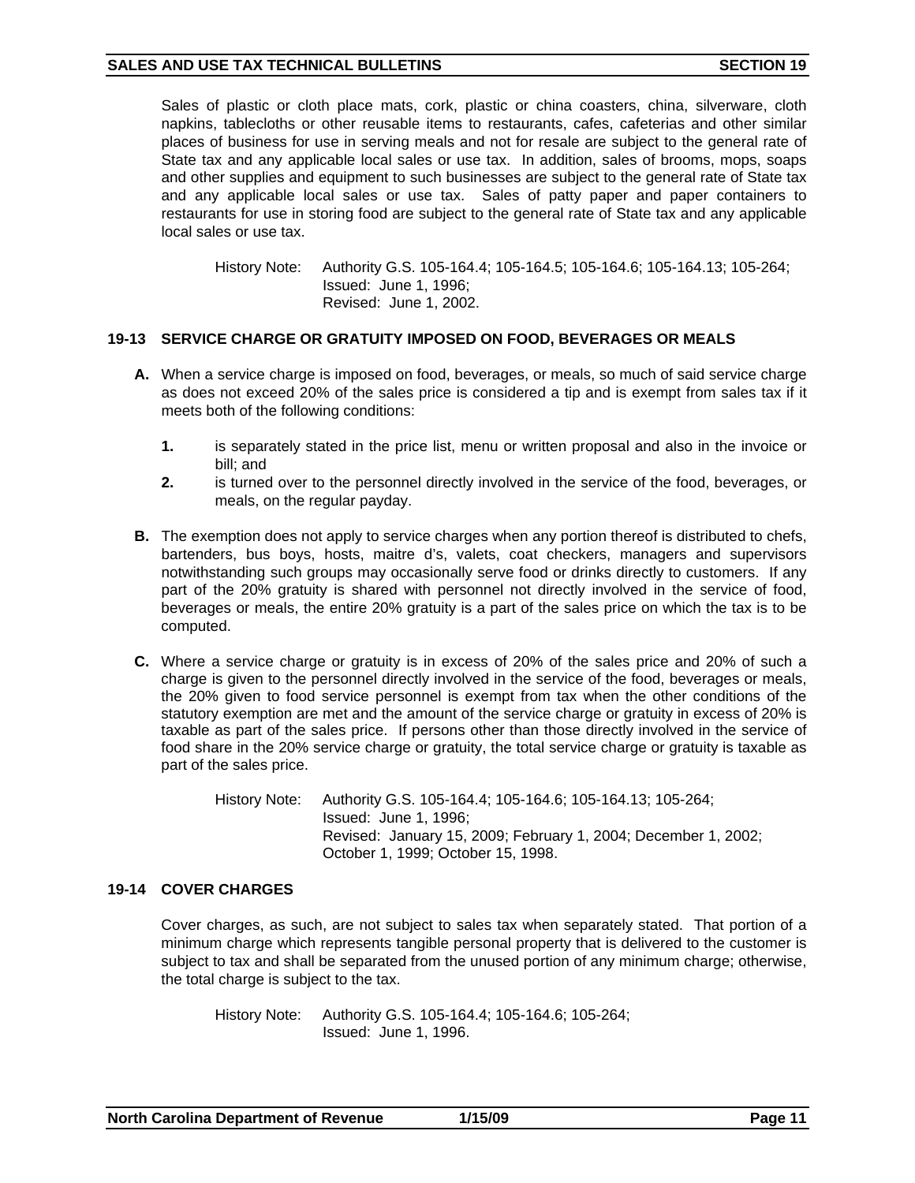Sales of plastic or cloth place mats, cork, plastic or china coasters, china, silverware, cloth napkins, tablecloths or other reusable items to restaurants, cafes, cafeterias and other similar places of business for use in serving meals and not for resale are subject to the general rate of State tax and any applicable local sales or use tax. In addition, sales of brooms, mops, soaps and other supplies and equipment to such businesses are subject to the general rate of State tax and any applicable local sales or use tax. Sales of patty paper and paper containers to restaurants for use in storing food are subject to the general rate of State tax and any applicable local sales or use tax.

History Note: Authority G.S. 105-164.4; 105-164.5; 105-164.6; 105-164.13; 105-264;
Issued: June 1, 1996;
Revised: June 1, 2002.

### 19-13 SERVICE CHARGE OR GRATUITY IMPOSED ON FOOD, BEVERAGES OR MEALS

**A.** When a service charge is imposed on food, beverages, or meals, so much of said service charge as does not exceed 20% of the sales price is considered a tip and is exempt from sales tax if it meets both of the following conditions:

**1.** is separately stated in the price list, menu or written proposal and also in the invoice or bill; and

**2.** is turned over to the personnel directly involved in the service of the food, beverages, or meals, on the regular payday.

**B.** The exemption does not apply to service charges when any portion thereof is distributed to chefs, bartenders, bus boys, hosts, maitre d's, valets, coat checkers, managers and supervisors notwithstanding such groups may occasionally serve food or drinks directly to customers. If any part of the 20% gratuity is shared with personnel not directly involved in the service of food, beverages or meals, the entire 20% gratuity is a part of the sales price on which the tax is to be computed.

**C.** Where a service charge or gratuity is in excess of 20% of the sales price and 20% of such a charge is given to the personnel directly involved in the service of the food, beverages or meals, the 20% given to food service personnel is exempt from tax when the other conditions of the statutory exemption are met and the amount of the service charge or gratuity in excess of 20% is taxable as part of the sales price. If persons other than those directly involved in the service of food share in the 20% service charge or gratuity, the total service charge or gratuity is taxable as part of the sales price.

History Note: Authority G.S. 105-164.4; 105-164.6; 105-164.13; 105-264;
Issued: June 1, 1996;
Revised: January 15, 2009; February 1, 2004; December 1, 2002; October 1, 1999; October 15, 1998.

### 19-14 COVER CHARGES

Cover charges, as such, are not subject to sales tax when separately stated. That portion of a minimum charge which represents tangible personal property that is delivered to the customer is subject to tax and shall be separated from the unused portion of any minimum charge; otherwise, the total charge is subject to the tax.

History Note: Authority G.S. 105-164.4; 105-164.6; 105-264;
Issued: June 1, 1996.